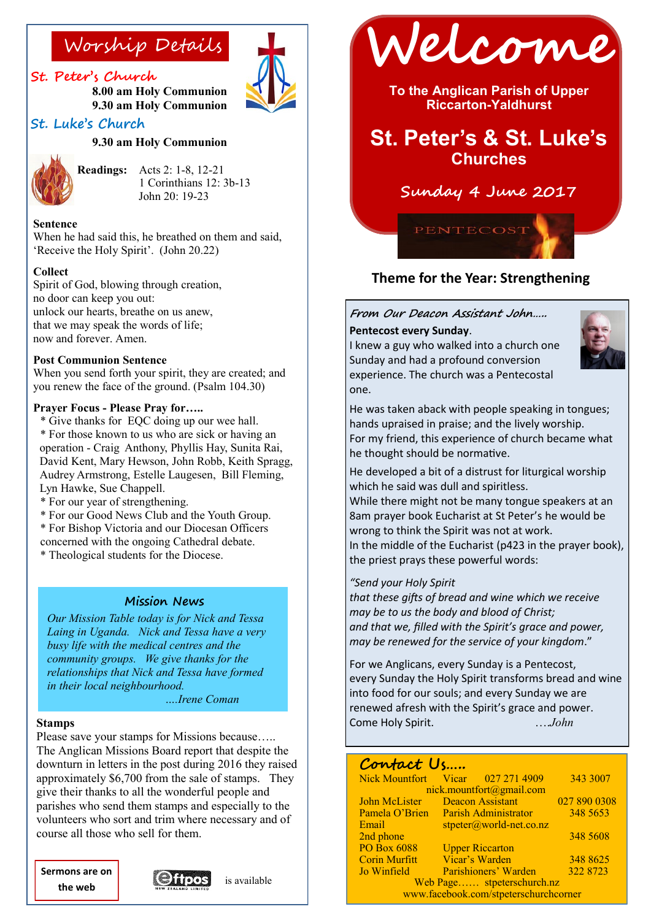# Worship Details

## St. Peter's Church

**8.00 am Holy Communion**
**9.30 am Holy Communion**

## St. Luke's Church

**9.30 am Holy Communion**

**Readings:** Acts 2: 1-8, 12-21
1 Corinthians 12: 3b-13
John 20: 19-23

**Sentence**
When he had said this, he breathed on them and said, 'Receive the Holy Spirit'. (John 20.22)

**Collect**
Spirit of God, blowing through creation,
no door can keep you out:
unlock our hearts, breathe on us anew,
that we may speak the words of life;
now and forever. Amen.

**Post Communion Sentence**
When you send forth your spirit, they are created; and you renew the face of the ground. (Psalm 104.30)

**Prayer Focus - Please Pray for…..**

* Give thanks for EQC doing up our wee hall.
* For those known to us who are sick or having an operation - Craig Anthony, Phyllis Hay, Sunita Rai, David Kent, Mary Hewson, John Robb, Keith Spragg, Audrey Armstrong, Estelle Laugesen, Bill Fleming, Lyn Hawke, Sue Chappell.
* For our year of strengthening.
* For our Good News Club and the Youth Group.
* For Bishop Victoria and our Diocesan Officers concerned with the ongoing Cathedral debate.
* Theological students for the Diocese.

### Mission News

*Our Mission Table today is for Nick and Tessa Laing in Uganda. Nick and Tessa have a very busy life with the medical centres and the community groups. We give thanks for the relationships that Nick and Tessa have formed in their local neighbourhood.*
*....Irene Coman*

**Stamps**
Please save your stamps for Missions because…..
The Anglican Missions Board report that despite the downturn in letters in the post during 2016 they raised approximately $6,700 from the sale of stamps. They give their thanks to all the wonderful people and parishes who send them stamps and especially to the volunteers who sort and trim where necessary and of course all those who sell for them.

**Sermons are on the web**

Eftpos is available

# Welcome

**To the Anglican Parish of Upper Riccarton-Yaldhurst**

# St. Peter's & St. Luke's Churches

## Sunday 4 June 2017

PENTECOST

## Theme for the Year: Strengthening

*From Our Deacon Assistant John…..*

**Pentecost every Sunday**.
I knew a guy who walked into a church one Sunday and had a profound conversion experience. The church was a Pentecostal one.

He was taken aback with people speaking in tongues; hands upraised in praise; and the lively worship.
For my friend, this experience of church became what he thought should be normative.

He developed a bit of a distrust for liturgical worship which he said was dull and spiritless.
While there might not be many tongue speakers at an 8am prayer book Eucharist at St Peter's he would be wrong to think the Spirit was not at work.
In the middle of the Eucharist (p423 in the prayer book), the priest prays these powerful words:

*"Send your Holy Spirit*
*that these gifts of bread and wine which we receive*
*may be to us the body and blood of Christ;*
*and that we, filled with the Spirit's grace and power,*
*may be renewed for the service of your kingdom*."

For we Anglicans, every Sunday is a Pentecost, every Sunday the Holy Spirit transforms bread and wine into food for our souls; and every Sunday we are renewed afresh with the Spirit's grace and power.
Come Holy Spirit. *….John*

## Contact Us…..

| | | |
|---|---|---|
| Nick Mountfort | Vicar 027 271 4909 | 343 3007 |
| | nick.mountfort@gmail.com | |
| John McLister | Deacon Assistant | 027 890 0308 |
| Pamela O'Brien | Parish Administrator | 348 5653 |
| Email | stpeter@world-net.co.nz | |
| 2nd phone | | 348 5608 |
| PO Box 6088 | Upper Riccarton | |
| Corin Murfitt | Vicar's Warden | 348 8625 |
| Jo Winfield | Parishioners' Warden | 322 8723 |

Web Page…… stpeterschurch.nz
www.facebook.com/stpeterschurchcorner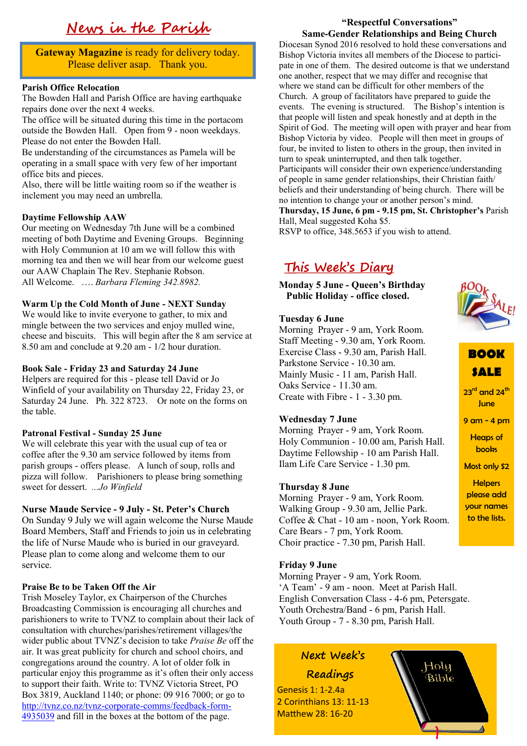# News in the Parish

**Gateway Magazine** is ready for delivery today. Please deliver asap. Thank you.

**Parish Office Relocation**

The Bowden Hall and Parish Office are having earthquake repairs done over the next 4 weeks.
The office will be situated during this time in the portacom outside the Bowden Hall. Open from 9 - noon weekdays. Please do not enter the Bowden Hall.
Be understanding of the circumstances as Pamela will be operating in a small space with very few of her important office bits and pieces.
Also, there will be little waiting room so if the weather is inclement you may need an umbrella.

**Daytime Fellowship AAW**

Our meeting on Wednesday 7th June will be a combined meeting of both Daytime and Evening Groups. Beginning with Holy Communion at 10 am we will follow this with morning tea and then we will hear from our welcome guest our AAW Chaplain The Rev. Stephanie Robson.
All Welcome. …. *Barbara Fleming 342.8982.*

**Warm Up the Cold Month of June - NEXT Sunday**

We would like to invite everyone to gather, to mix and mingle between the two services and enjoy mulled wine, cheese and biscuits. This will begin after the 8 am service at 8.50 am and conclude at 9.20 am - 1/2 hour duration.

**Book Sale - Friday 23 and Saturday 24 June**

Helpers are required for this - please tell David or Jo Winfield of your availability on Thursday 22, Friday 23, or Saturday 24 June. Ph. 322 8723. Or note on the forms on the table.

**Patronal Festival - Sunday 25 June**

We will celebrate this year with the usual cup of tea or coffee after the 9.30 am service followed by items from parish groups - offers please. A lunch of soup, rolls and pizza will follow. Parishioners to please bring something sweet for dessert. *...Jo Winfield*

**Nurse Maude Service - 9 July - St. Peter's Church**

On Sunday 9 July we will again welcome the Nurse Maude Board Members, Staff and Friends to join us in celebrating the life of Nurse Maude who is buried in our graveyard. Please plan to come along and welcome them to our service.

**Praise Be to be Taken Off the Air**

Trish Moseley Taylor, ex Chairperson of the Churches Broadcasting Commission is encouraging all churches and parishioners to write to TVNZ to complain about their lack of consultation with churches/parishes/retirement villages/the wider public about TVNZ's decision to take *Praise Be* off the air. It was great publicity for church and school choirs, and congregations around the country. A lot of older folk in particular enjoy this programme as it's often their only access to support their faith. Write to: TVNZ Victoria Street, PO Box 3819, Auckland 1140; or phone: 09 916 7000; or go to http://tvnz.co.nz/tvnz-corporate-comms/feedback-form-4935039 and fill in the boxes at the bottom of the page.

**"Respectful Conversations"**
**Same-Gender Relationships and Being Church**

Diocesan Synod 2016 resolved to hold these conversations and Bishop Victoria invites all members of the Diocese to participate in one of them. The desired outcome is that we understand one another, respect that we may differ and recognise that where we stand can be difficult for other members of the Church. A group of facilitators have prepared to guide the events. The evening is structured. The Bishop's intention is that people will listen and speak honestly and at depth in the Spirit of God. The meeting will open with prayer and hear from Bishop Victoria by video. People will then meet in groups of four, be invited to listen to others in the group, then invited in turn to speak uninterrupted, and then talk together. Participants will consider their own experience/understanding of people in same gender relationships, their Christian faith/beliefs and their understanding of being church. There will be no intention to change your or another person's mind.
**Thursday, 15 June, 6 pm - 9.15 pm, St. Christopher's** Parish Hall, Meal suggested Koha $5.
RSVP to office, 348.5653 if you wish to attend.

# This Week's Diary

**Monday 5 June - Queen's Birthday Public Holiday - office closed.**

**Tuesday 6 June**
Morning Prayer - 9 am, York Room.
Staff Meeting - 9.30 am, York Room.
Exercise Class - 9.30 am, Parish Hall.
Parkstone Service - 10.30 am.
Mainly Music - 11 am, Parish Hall.
Oaks Service - 11.30 am.
Create with Fibre - 1 - 3.30 pm.

**Wednesday 7 June**
Morning Prayer - 9 am, York Room.
Holy Communion - 10.00 am, Parish Hall.
Daytime Fellowship - 10 am Parish Hall.
Ilam Life Care Service - 1.30 pm.

**Thursday 8 June**
Morning Prayer - 9 am, York Room.
Walking Group - 9.30 am, Jellie Park.
Coffee & Chat - 10 am - noon, York Room.
Care Bears - 7 pm, York Room.
Choir practice - 7.30 pm, Parish Hall.

**Friday 9 June**
Morning Prayer - 9 am, York Room.
'A Team' - 9 am - noon. Meet at Parish Hall.
English Conversation Class - 4-6 pm, Petersgate.
Youth Orchestra/Band - 6 pm, Parish Hall.
Youth Group - 7 - 8.30 pm, Parish Hall.

**BOOK SALE**

23rd and 24th June

9 am - 4 pm

Heaps of books

Most only $2

Helpers please add your names to the lists.

**Next Week's Readings**

Genesis 1: 1-2.4a
2 Corinthians 13: 11-13
Matthew 28: 16-20